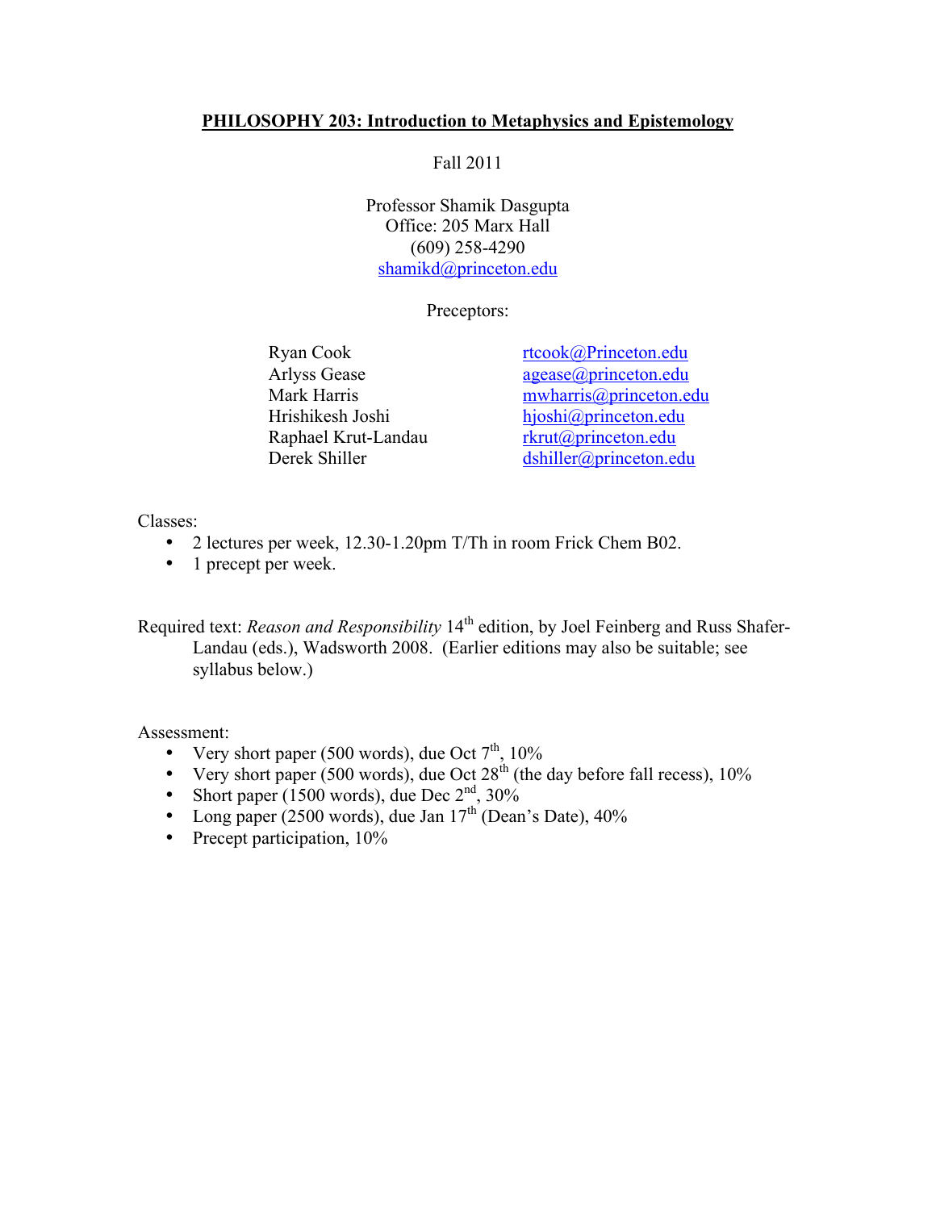# PHILOSOPHY 203: Introduction to Metaphysics and Epistemology

Fall 2011

Professor Shamik Dasgupta
Office: 205 Marx Hall
(609) 258-4290
shamikd@princeton.edu

Preceptors:

| | |
|---|---|
| Ryan Cook | rtcook@Princeton.edu |
| Arlyss Gease | agease@princeton.edu |
| Mark Harris | mwharris@princeton.edu |
| Hrishikesh Joshi | hjoshi@princeton.edu |
| Raphael Krut-Landau | rkrut@princeton.edu |
| Derek Shiller | dshiller@princeton.edu |

Classes:

- 2 lectures per week, 12.30-1.20pm T/Th in room Frick Chem B02.
- 1 precept per week.

Required text: *Reason and Responsibility* 14th edition, by Joel Feinberg and Russ Shafer-Landau (eds.), Wadsworth 2008. (Earlier editions may also be suitable; see syllabus below.)

Assessment:

- Very short paper (500 words), due Oct 7th, 10%
- Very short paper (500 words), due Oct 28th (the day before fall recess), 10%
- Short paper (1500 words), due Dec 2nd, 30%
- Long paper (2500 words), due Jan 17th (Dean's Date), 40%
- Precept participation, 10%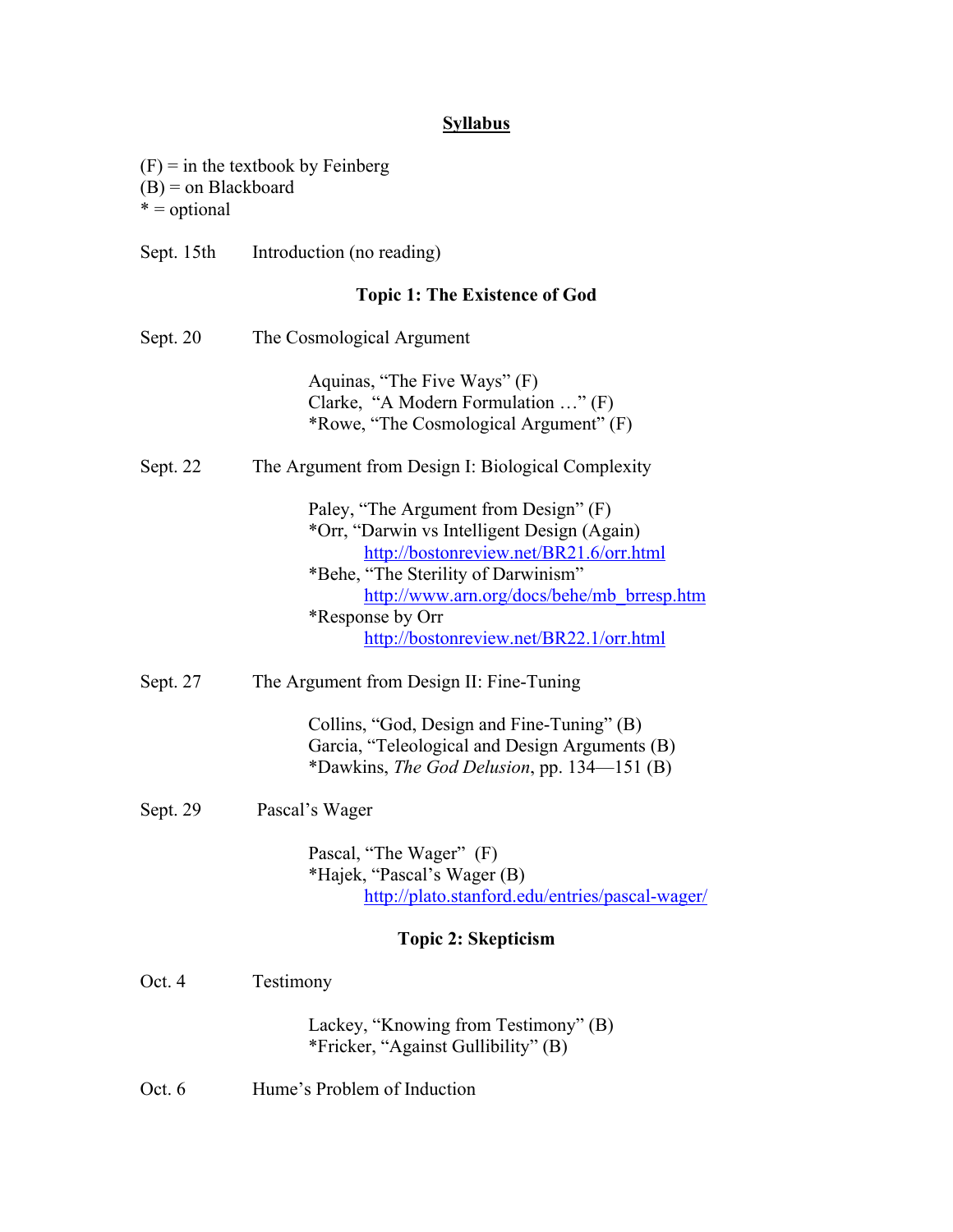# Syllabus

(F) = in the textbook by Feinberg
(B) = on Blackboard
* = optional

Sept. 15th Introduction (no reading)

## Topic 1: The Existence of God

Sept. 20 The Cosmological Argument

Aquinas, "The Five Ways" (F)
Clarke, "A Modern Formulation …" (F)
*Rowe, "The Cosmological Argument" (F)

Sept. 22 The Argument from Design I: Biological Complexity

Paley, "The Argument from Design" (F)
*Orr, "Darwin vs Intelligent Design (Again)
http://bostonreview.net/BR21.6/orr.html
*Behe, "The Sterility of Darwinism"
http://www.arn.org/docs/behe/mb_brresp.htm
*Response by Orr
http://bostonreview.net/BR22.1/orr.html

Sept. 27 The Argument from Design II: Fine-Tuning

Collins, "God, Design and Fine-Tuning" (B)
Garcia, "Teleological and Design Arguments (B)
*Dawkins, *The God Delusion*, pp. 134—151 (B)

Sept. 29 Pascal's Wager

Pascal, "The Wager" (F)
*Hajek, "Pascal's Wager (B)
http://plato.stanford.edu/entries/pascal-wager/

## Topic 2: Skepticism

Oct. 4 Testimony

Lackey, "Knowing from Testimony" (B)
*Fricker, "Against Gullibility" (B)

Oct. 6 Hume's Problem of Induction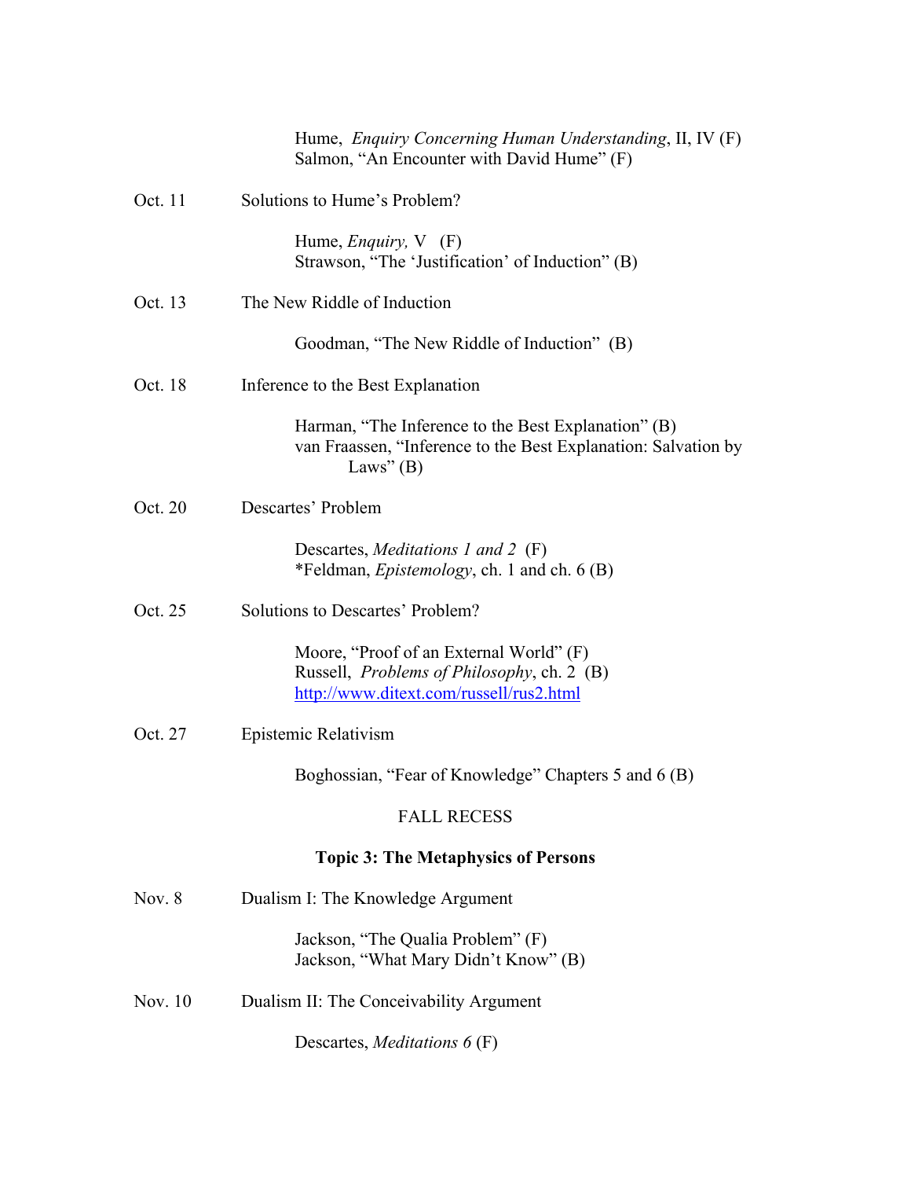Hume, *Enquiry Concerning Human Understanding*, II, IV (F)
Salmon, "An Encounter with David Hume" (F)

Oct. 11 Solutions to Hume's Problem?

Hume, *Enquiry,* V (F)
Strawson, "The 'Justification' of Induction" (B)

Oct. 13 The New Riddle of Induction

Goodman, "The New Riddle of Induction" (B)

Oct. 18 Inference to the Best Explanation

Harman, "The Inference to the Best Explanation" (B)
van Fraassen, "Inference to the Best Explanation: Salvation by Laws" (B)

Oct. 20 Descartes' Problem

Descartes, *Meditations 1 and 2* (F)
*Feldman, *Epistemology*, ch. 1 and ch. 6 (B)

Oct. 25 Solutions to Descartes' Problem?

Moore, "Proof of an External World" (F)
Russell, *Problems of Philosophy*, ch. 2 (B)
http://www.ditext.com/russell/rus2.html

Oct. 27 Epistemic Relativism

Boghossian, "Fear of Knowledge" Chapters 5 and 6 (B)

FALL RECESS

## Topic 3: The Metaphysics of Persons

Nov. 8 Dualism I: The Knowledge Argument

Jackson, "The Qualia Problem" (F)
Jackson, "What Mary Didn't Know" (B)

Nov. 10 Dualism II: The Conceivability Argument

Descartes, *Meditations 6* (F)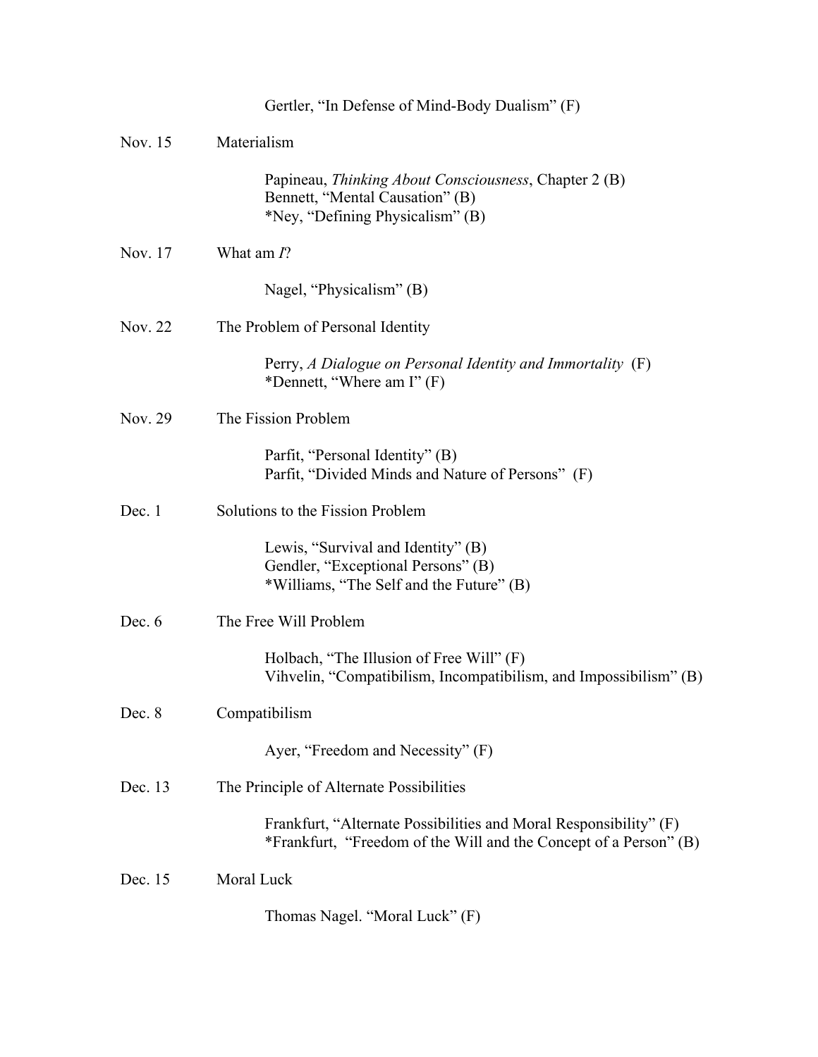Gertler, "In Defense of Mind-Body Dualism" (F)

Nov. 15 Materialism

Papineau, *Thinking About Consciousness*, Chapter 2 (B)
Bennett, "Mental Causation" (B)
*Ney, "Defining Physicalism" (B)

Nov. 17 What am *I*?

Nagel, "Physicalism" (B)

Nov. 22 The Problem of Personal Identity

Perry, *A Dialogue on Personal Identity and Immortality* (F)
*Dennett, "Where am I" (F)

Nov. 29 The Fission Problem

Parfit, "Personal Identity" (B)
Parfit, "Divided Minds and Nature of Persons" (F)

Dec. 1 Solutions to the Fission Problem

Lewis, "Survival and Identity" (B)
Gendler, "Exceptional Persons" (B)
*Williams, "The Self and the Future" (B)

Dec. 6 The Free Will Problem

Holbach, "The Illusion of Free Will" (F)
Vihvelin, "Compatibilism, Incompatibilism, and Impossibilism" (B)

Dec. 8 Compatibilism

Ayer, "Freedom and Necessity" (F)

Dec. 13 The Principle of Alternate Possibilities

Frankfurt, "Alternate Possibilities and Moral Responsibility" (F)
*Frankfurt, "Freedom of the Will and the Concept of a Person" (B)

Dec. 15 Moral Luck

Thomas Nagel. "Moral Luck" (F)